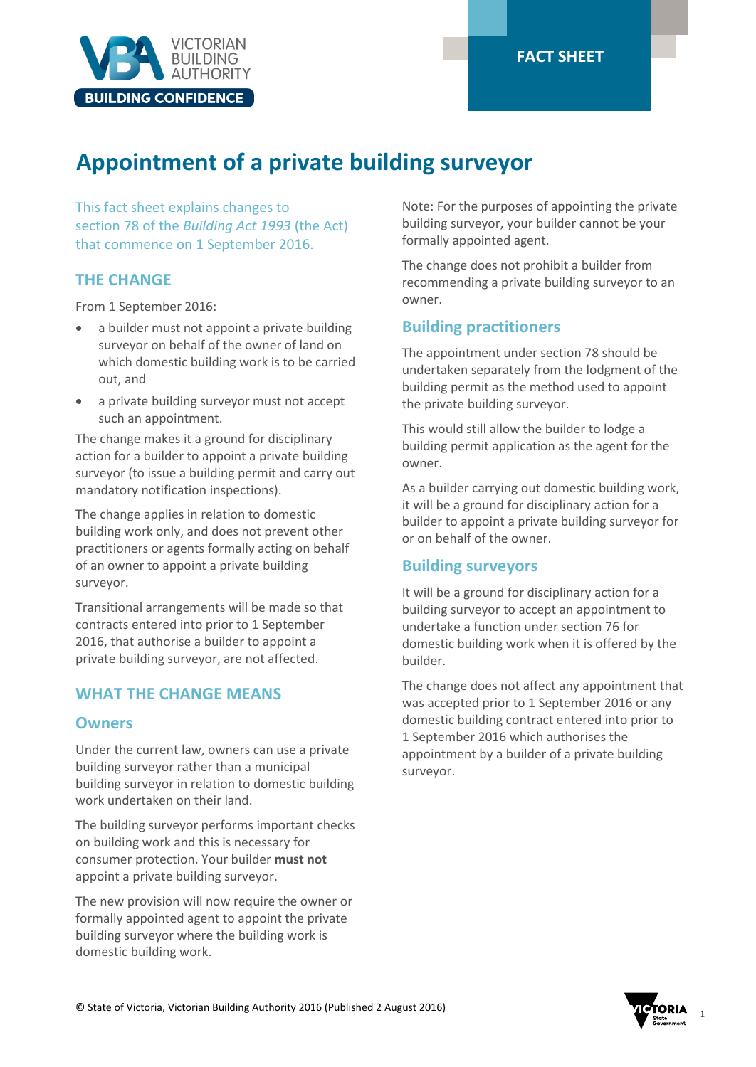FACT SHEET

# Appointment of a private building surveyor

This fact sheet explains changes to section 78 of the *Building Act 1993* (the Act) that commence on 1 September 2016.

## THE CHANGE

From 1 September 2016:

- a builder must not appoint a private building surveyor on behalf of the owner of land on which domestic building work is to be carried out, and
- a private building surveyor must not accept such an appointment.

The change makes it a ground for disciplinary action for a builder to appoint a private building surveyor (to issue a building permit and carry out mandatory notification inspections).

The change applies in relation to domestic building work only, and does not prevent other practitioners or agents formally acting on behalf of an owner to appoint a private building surveyor.

Transitional arrangements will be made so that contracts entered into prior to 1 September 2016, that authorise a builder to appoint a private building surveyor, are not affected.

## WHAT THE CHANGE MEANS

### Owners

Under the current law, owners can use a private building surveyor rather than a municipal building surveyor in relation to domestic building work undertaken on their land.

The building surveyor performs important checks on building work and this is necessary for consumer protection. Your builder **must not** appoint a private building surveyor.

The new provision will now require the owner or formally appointed agent to appoint the private building surveyor where the building work is domestic building work.

Note: For the purposes of appointing the private building surveyor, your builder cannot be your formally appointed agent.

The change does not prohibit a builder from recommending a private building surveyor to an owner.

### Building practitioners

The appointment under section 78 should be undertaken separately from the lodgment of the building permit as the method used to appoint the private building surveyor.

This would still allow the builder to lodge a building permit application as the agent for the owner.

As a builder carrying out domestic building work, it will be a ground for disciplinary action for a builder to appoint a private building surveyor for or on behalf of the owner.

### Building surveyors

It will be a ground for disciplinary action for a building surveyor to accept an appointment to undertake a function under section 76 for domestic building work when it is offered by the builder.

The change does not affect any appointment that was accepted prior to 1 September 2016 or any domestic building contract entered into prior to 1 September 2016 which authorises the appointment by a builder of a private building surveyor.

© State of Victoria, Victorian Building Authority 2016 (Published 2 August 2016)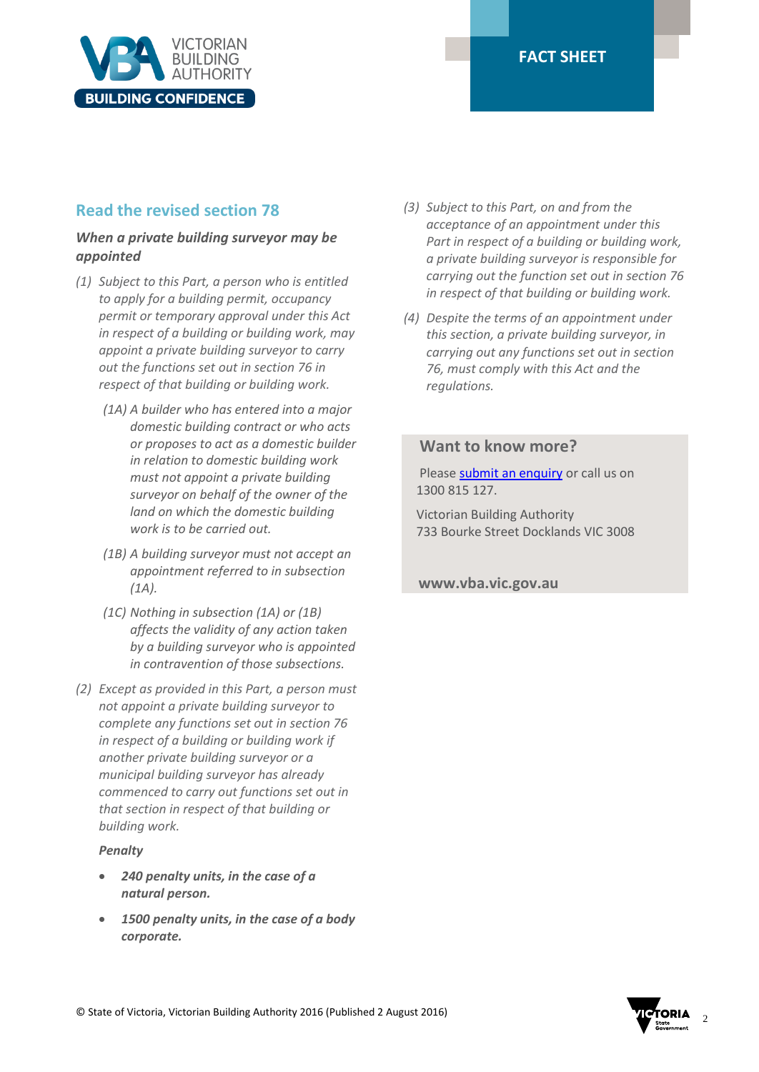## Read the revised section 78

***When a private building surveyor may be appointed***

*(1) Subject to this Part, a person who is entitled to apply for a building permit, occupancy permit or temporary approval under this Act in respect of a building or building work, may appoint a private building surveyor to carry out the functions set out in section 76 in respect of that building or building work.*

*(1A) A builder who has entered into a major domestic building contract or who acts or proposes to act as a domestic builder in relation to domestic building work must not appoint a private building surveyor on behalf of the owner of the land on which the domestic building work is to be carried out.*

*(1B) A building surveyor must not accept an appointment referred to in subsection (1A).*

*(1C) Nothing in subsection (1A) or (1B) affects the validity of any action taken by a building surveyor who is appointed in contravention of those subsections.*

*(2) Except as provided in this Part, a person must not appoint a private building surveyor to complete any functions set out in section 76 in respect of a building or building work if another private building surveyor or a municipal building surveyor has already commenced to carry out functions set out in that section in respect of that building or building work.*

***Penalty***

- ***240 penalty units, in the case of a natural person.***
- ***1500 penalty units, in the case of a body corporate.***

*(3) Subject to this Part, on and from the acceptance of an appointment under this Part in respect of a building or building work, a private building surveyor is responsible for carrying out the function set out in section 76 in respect of that building or building work.*

*(4) Despite the terms of an appointment under this section, a private building surveyor, in carrying out any functions set out in section 76, must comply with this Act and the regulations.*

### Want to know more?

Please submit an enquiry or call us on 1300 815 127.

Victorian Building Authority
733 Bourke Street Docklands VIC 3008

**www.vba.vic.gov.au**

© State of Victoria, Victorian Building Authority 2016 (Published 2 August 2016)